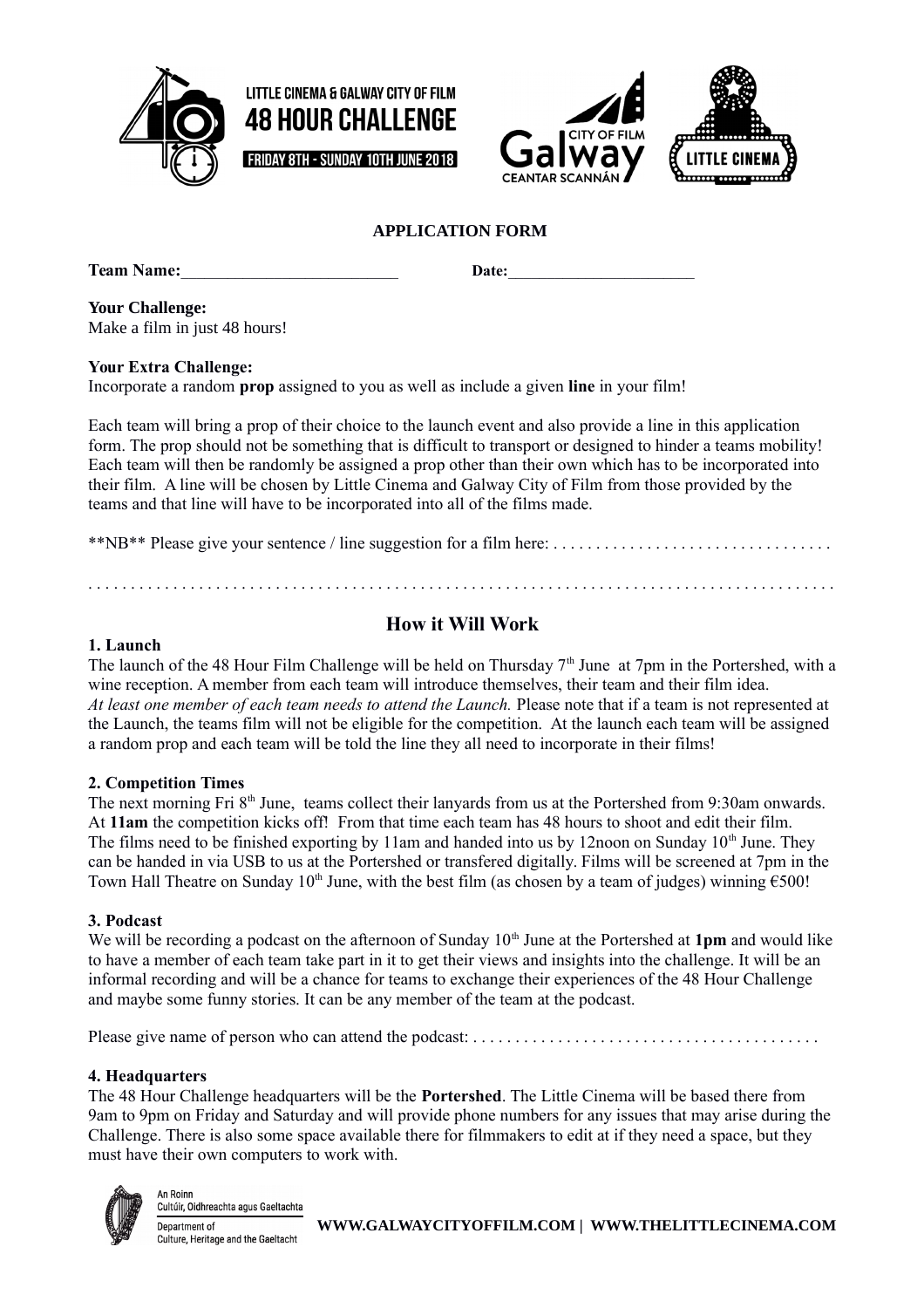LITTLE CINEMA & GALWAY CITY OF FILM
**48 HOUR CHALLENGE**
FRIDAY 8TH - SUNDAY 10TH JUNE 2018

## APPLICATION FORM

**Team Name:**___________________________ **Date:**_______________________

**Your Challenge:**
Make a film in just 48 hours!

**Your Extra Challenge:**
Incorporate a random **prop** assigned to you as well as include a given **line** in your film!

Each team will bring a prop of their choice to the launch event and also provide a line in this application form. The prop should not be something that is difficult to transport or designed to hinder a teams mobility! Each team will then be randomly be assigned a prop other than their own which has to be incorporated into their film. A line will be chosen by Little Cinema and Galway City of Film from those provided by the teams and that line will have to be incorporated into all of the films made.

**NB** Please give your sentence / line suggestion for a film here: . . . . . . . . . . . . . . . . . . . . . . . . . . . . . . . . .

. . . . . . . . . . . . . . . . . . . . . . . . . . . . . . . . . . . . . . . . . . . . . . . . . . . . . . . . . . . . . . . . . . . . . . . . . . . . . . . . . . . . . . . . . . . . .

## How it Will Work

### 1. Launch

The launch of the 48 Hour Film Challenge will be held on Thursday 7th June at 7pm in the Portershed, with a wine reception. A member from each team will introduce themselves, their team and their film idea.
*At least one member of each team needs to attend the Launch.* Please note that if a team is not represented at the Launch, the teams film will not be eligible for the competition. At the launch each team will be assigned a random prop and each team will be told the line they all need to incorporate in their films!

### 2. Competition Times

The next morning Fri 8th June, teams collect their lanyards from us at the Portershed from 9:30am onwards. At **11am** the competition kicks off! From that time each team has 48 hours to shoot and edit their film. The films need to be finished exporting by 11am and handed into us by 12noon on Sunday 10th June. They can be handed in via USB to us at the Portershed or transfered digitally. Films will be screened at 7pm in the Town Hall Theatre on Sunday 10th June, with the best film (as chosen by a team of judges) winning €500!

### 3. Podcast

We will be recording a podcast on the afternoon of Sunday 10th June at the Portershed at **1pm** and would like to have a member of each team take part in it to get their views and insights into the challenge. It will be an informal recording and will be a chance for teams to exchange their experiences of the 48 Hour Challenge and maybe some funny stories. It can be any member of the team at the podcast.

Please give name of person who can attend the podcast: . . . . . . . . . . . . . . . . . . . . . . . . . . . . . . . . . . . . . . . . .

### 4. Headquarters

The 48 Hour Challenge headquarters will be the **Portershed**. The Little Cinema will be based there from 9am to 9pm on Friday and Saturday and will provide phone numbers for any issues that may arise during the Challenge. There is also some space available there for filmmakers to edit at if they need a space, but they must have their own computers to work with.

An Roinn Cultúir, Oidhreachta agus Gaeltachta
Department of Culture, Heritage and the Gaeltacht

**WWW.GALWAYCITYOFFILM.COM | WWW.THELITTLECINEMA.COM**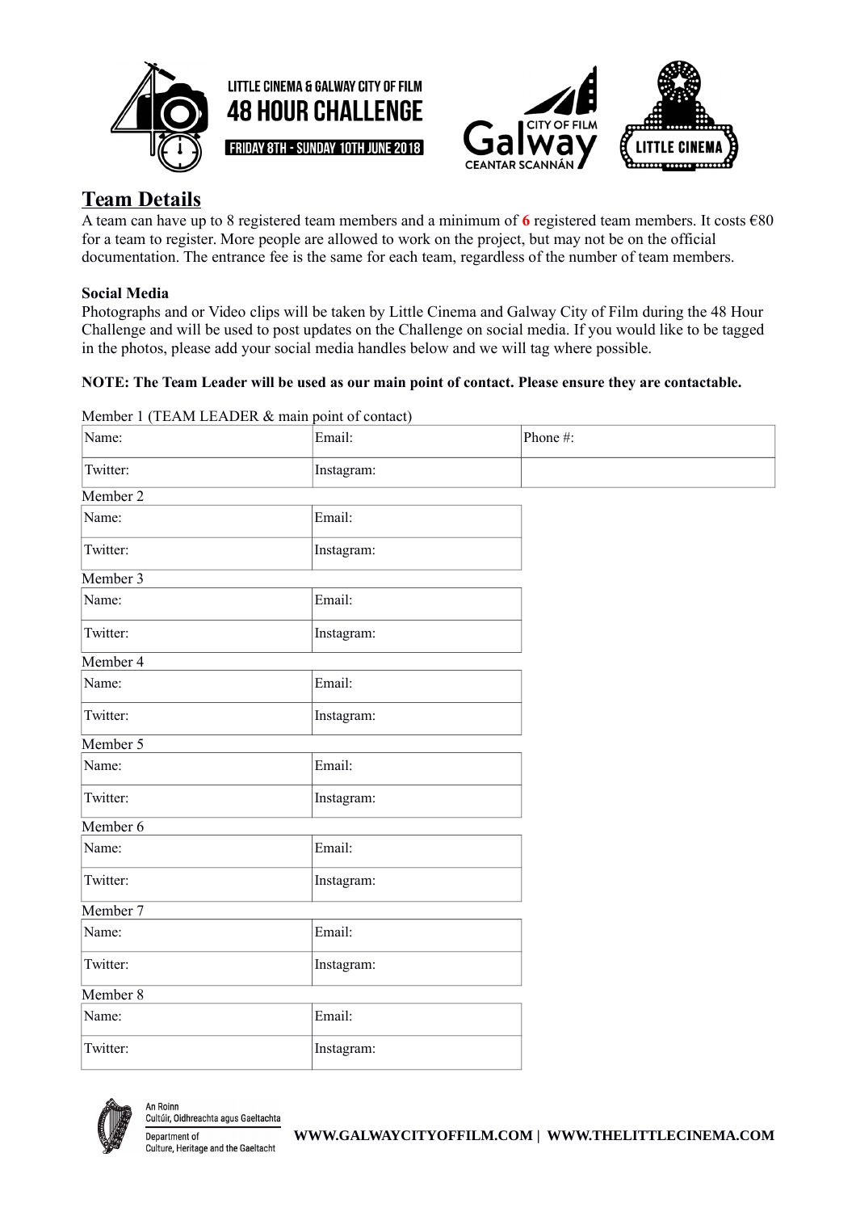LITTLE CINEMA & GALWAY CITY OF FILM
48 HOUR CHALLENGE
FRIDAY 8TH - SUNDAY 10TH JUNE 2018

## Team Details

A team can have up to 8 registered team members and a minimum of **6** registered team members. It costs €80 for a team to register. More people are allowed to work on the project, but may not be on the official documentation. The entrance fee is the same for each team, regardless of the number of team members.

**Social Media**

Photographs and or Video clips will be taken by Little Cinema and Galway City of Film during the 48 Hour Challenge and will be used to post updates on the Challenge on social media. If you would like to be tagged in the photos, please add your social media handles below and we will tag where possible.

**NOTE: The Team Leader will be used as our main point of contact. Please ensure they are contactable.**

Member 1 (TEAM LEADER & main point of contact)

| Name: | Email: | Phone #: |
|---|---|---|
| Twitter: | Instagram: | |

Member 2

| Name: | Email: |
|---|---|
| Twitter: | Instagram: |

Member 3

| Name: | Email: |
|---|---|
| Twitter: | Instagram: |

Member 4

| Name: | Email: |
|---|---|
| Twitter: | Instagram: |

Member 5

| Name: | Email: |
|---|---|
| Twitter: | Instagram: |

Member 6

| Name: | Email: |
|---|---|
| Twitter: | Instagram: |

Member 7

| Name: | Email: |
|---|---|
| Twitter: | Instagram: |

Member 8

| Name: | Email: |
|---|---|
| Twitter: | Instagram: |

An Roinn Cultúir, Oidhreachta agus Gaeltachta
Department of Culture, Heritage and the Gaeltacht

**WWW.GALWAYCITYOFFILM.COM | WWW.THELITTLECINEMA.COM**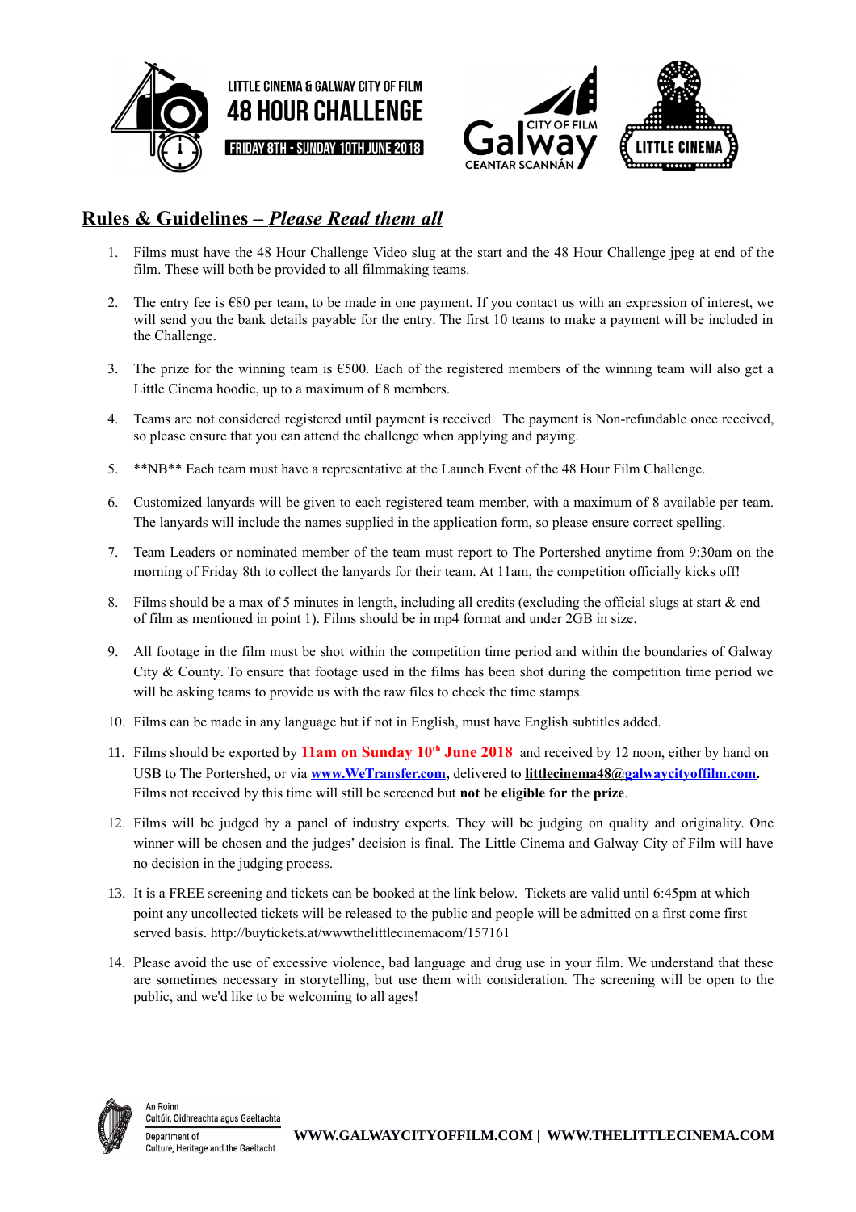LITTLE CINEMA & GALWAY CITY OF FILM

**48 HOUR CHALLENGE**

FRIDAY 8TH - SUNDAY 10TH JUNE 2018

## Rules & Guidelines – *Please Read them all*

1. Films must have the 48 Hour Challenge Video slug at the start and the 48 Hour Challenge jpeg at end of the film. These will both be provided to all filmmaking teams.

2. The entry fee is €80 per team, to be made in one payment. If you contact us with an expression of interest, we will send you the bank details payable for the entry. The first 10 teams to make a payment will be included in the Challenge.

3. The prize for the winning team is €500. Each of the registered members of the winning team will also get a Little Cinema hoodie, up to a maximum of 8 members.

4. Teams are not considered registered until payment is received. The payment is Non-refundable once received, so please ensure that you can attend the challenge when applying and paying.

5. **NB** Each team must have a representative at the Launch Event of the 48 Hour Film Challenge.

6. Customized lanyards will be given to each registered team member, with a maximum of 8 available per team. The lanyards will include the names supplied in the application form, so please ensure correct spelling.

7. Team Leaders or nominated member of the team must report to The Portershed anytime from 9:30am on the morning of Friday 8th to collect the lanyards for their team. At 11am, the competition officially kicks off!

8. Films should be a max of 5 minutes in length, including all credits (excluding the official slugs at start & end of film as mentioned in point 1). Films should be in mp4 format and under 2GB in size.

9. All footage in the film must be shot within the competition time period and within the boundaries of Galway City & County. To ensure that footage used in the films has been shot during the competition time period we will be asking teams to provide us with the raw files to check the time stamps.

10. Films can be made in any language but if not in English, must have English subtitles added.

11. Films should be exported by **11am on Sunday 10th June 2018** and received by 12 noon, either by hand on USB to The Portershed, or via **www.WeTransfer.com**, delivered to **littlecinema48@galwaycityoffilm.com.** Films not received by this time will still be screened but **not be eligible for the prize**.

12. Films will be judged by a panel of industry experts. They will be judging on quality and originality. One winner will be chosen and the judges' decision is final. The Little Cinema and Galway City of Film will have no decision in the judging process.

13. It is a FREE screening and tickets can be booked at the link below. Tickets are valid until 6:45pm at which point any uncollected tickets will be released to the public and people will be admitted on a first come first served basis. http://buytickets.at/wwwthelittlecinemacom/157161

14. Please avoid the use of excessive violence, bad language and drug use in your film. We understand that these are sometimes necessary in storytelling, but use them with consideration. The screening will be open to the public, and we'd like to be welcoming to all ages!

An Roinn Cultúir, Oidhreachta agus Gaeltachta
Department of Culture, Heritage and the Gaeltacht

**WWW.GALWAYCITYOFFILM.COM | WWW.THELITTLECINEMA.COM**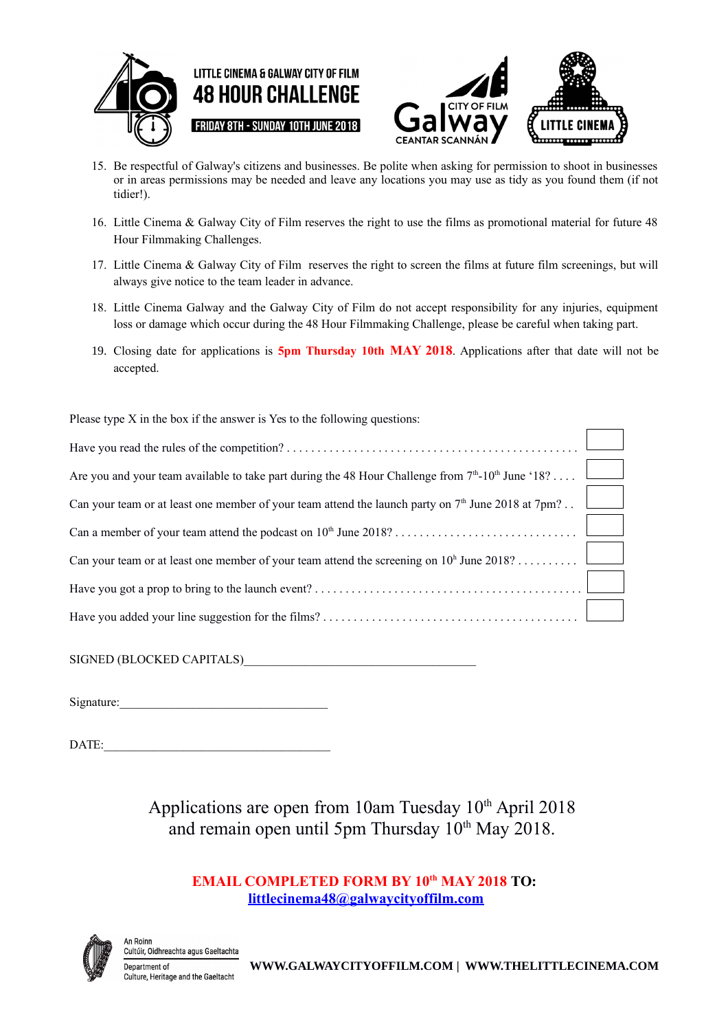LITTLE CINEMA & GALWAY CITY OF FILM

48 HOUR CHALLENGE

FRIDAY 8TH - SUNDAY 10TH JUNE 2018

15. Be respectful of Galway's citizens and businesses. Be polite when asking for permission to shoot in businesses or in areas permissions may be needed and leave any locations you may use as tidy as you found them (if not tidier!).
16. Little Cinema & Galway City of Film reserves the right to use the films as promotional material for future 48 Hour Filmmaking Challenges.
17. Little Cinema & Galway City of Film reserves the right to screen the films at future film screenings, but will always give notice to the team leader in advance.
18. Little Cinema Galway and the Galway City of Film do not accept responsibility for any injuries, equipment loss or damage which occur during the 48 Hour Filmmaking Challenge, please be careful when taking part.
19. Closing date for applications is **5pm Thursday 10th MAY 2018**. Applications after that date will not be accepted.

Please type X in the box if the answer is Yes to the following questions:

| | |
|---|---|
| Have you read the rules of the competition? . . . . . . . . . . . . . . . . . . . . . . . . . . . . . . . . . . . . . . . . . . . . . . . . | ☐ |
| Are you and your team available to take part during the 48 Hour Challenge from 7th-10th June '18? . . . . | ☐ |
| Can your team or at least one member of your team attend the launch party on 7th June 2018 at 7pm? . . | ☐ |
| Can a member of your team attend the podcast on 10th June 2018? . . . . . . . . . . . . . . . . . . . . . . . . . . . . . . | ☐ |
| Can your team or at least one member of your team attend the screening on 10h June 2018? . . . . . . . . . . | ☐ |
| Have you got a prop to bring to the launch event? . . . . . . . . . . . . . . . . . . . . . . . . . . . . . . . . . . . . . . . . . . . | ☐ |
| Have you added your line suggestion for the films? . . . . . . . . . . . . . . . . . . . . . . . . . . . . . . . . . . . . . . . . . | ☐ |

SIGNED (BLOCKED CAPITALS)_____________________________________

Signature:__________________________________

DATE:____________________________________

Applications are open from 10am Tuesday 10th April 2018
and remain open until 5pm Thursday 10th May 2018.

**EMAIL COMPLETED FORM BY 10th MAY 2018 TO:**
**littlecinema48@galwaycityoffilm.com**

An Roinn
Cultúir, Oidhreachta agus Gaeltachta
Department of
Culture, Heritage and the Gaeltacht

**WWW.GALWAYCITYOFFILM.COM | WWW.THELITTLECINEMA.COM**